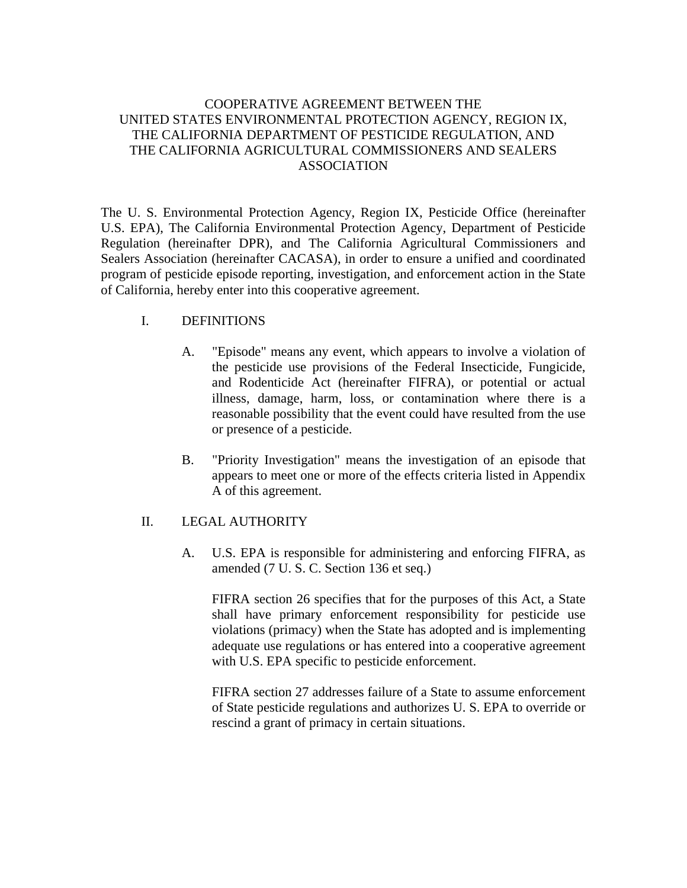# COOPERATIVE AGREEMENT BETWEEN THE UNITED STATES ENVIRONMENTAL PROTECTION AGENCY, REGION IX, THE CALIFORNIA DEPARTMENT OF PESTICIDE REGULATION, AND THE CALIFORNIA AGRICULTURAL COMMISSIONERS AND SEALERS ASSOCIATION

The U. S. Environmental Protection Agency, Region IX, Pesticide Office (hereinafter U.S. EPA), The California Environmental Protection Agency, Department of Pesticide Regulation (hereinafter DPR), and The California Agricultural Commissioners and Sealers Association (hereinafter CACASA), in order to ensure a unified and coordinated program of pesticide episode reporting, investigation, and enforcement action in the State of California, hereby enter into this cooperative agreement.

## I. DEFINITIONS

A. "Episode" means any event, which appears to involve a violation of the pesticide use provisions of the Federal Insecticide, Fungicide, and Rodenticide Act (hereinafter FIFRA), or potential or actual illness, damage, harm, loss, or contamination where there is a reasonable possibility that the event could have resulted from the use or presence of a pesticide.

B. "Priority Investigation" means the investigation of an episode that appears to meet one or more of the effects criteria listed in Appendix A of this agreement.

## II. LEGAL AUTHORITY

A. U.S. EPA is responsible for administering and enforcing FIFRA, as amended (7 U. S. C. Section 136 et seq.)

FIFRA section 26 specifies that for the purposes of this Act, a State shall have primary enforcement responsibility for pesticide use violations (primacy) when the State has adopted and is implementing adequate use regulations or has entered into a cooperative agreement with U.S. EPA specific to pesticide enforcement.

FIFRA section 27 addresses failure of a State to assume enforcement of State pesticide regulations and authorizes U. S. EPA to override or rescind a grant of primacy in certain situations.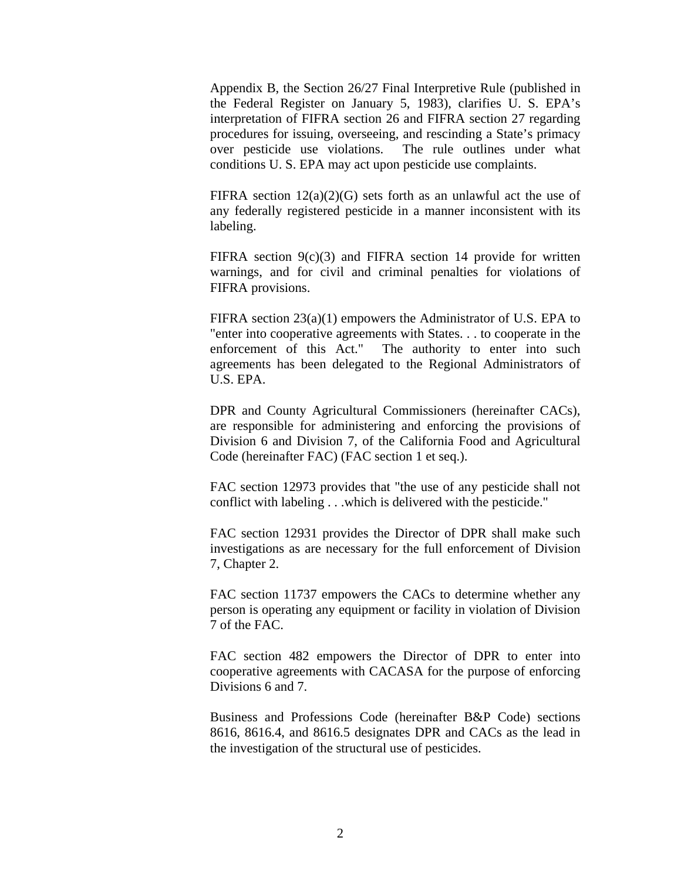Appendix B, the Section 26/27 Final Interpretive Rule (published in the Federal Register on January 5, 1983), clarifies U. S. EPA's interpretation of FIFRA section 26 and FIFRA section 27 regarding procedures for issuing, overseeing, and rescinding a State's primacy over pesticide use violations. The rule outlines under what conditions U. S. EPA may act upon pesticide use complaints.

FIFRA section 12(a)(2)(G) sets forth as an unlawful act the use of any federally registered pesticide in a manner inconsistent with its labeling.

FIFRA section 9(c)(3) and FIFRA section 14 provide for written warnings, and for civil and criminal penalties for violations of FIFRA provisions.

FIFRA section 23(a)(1) empowers the Administrator of U.S. EPA to "enter into cooperative agreements with States. . . to cooperate in the enforcement of this Act." The authority to enter into such agreements has been delegated to the Regional Administrators of U.S. EPA.

DPR and County Agricultural Commissioners (hereinafter CACs), are responsible for administering and enforcing the provisions of Division 6 and Division 7, of the California Food and Agricultural Code (hereinafter FAC) (FAC section 1 et seq.).

FAC section 12973 provides that "the use of any pesticide shall not conflict with labeling . . .which is delivered with the pesticide."

FAC section 12931 provides the Director of DPR shall make such investigations as are necessary for the full enforcement of Division 7, Chapter 2.

FAC section 11737 empowers the CACs to determine whether any person is operating any equipment or facility in violation of Division 7 of the FAC.

FAC section 482 empowers the Director of DPR to enter into cooperative agreements with CACASA for the purpose of enforcing Divisions 6 and 7.

Business and Professions Code (hereinafter B&P Code) sections 8616, 8616.4, and 8616.5 designates DPR and CACs as the lead in the investigation of the structural use of pesticides.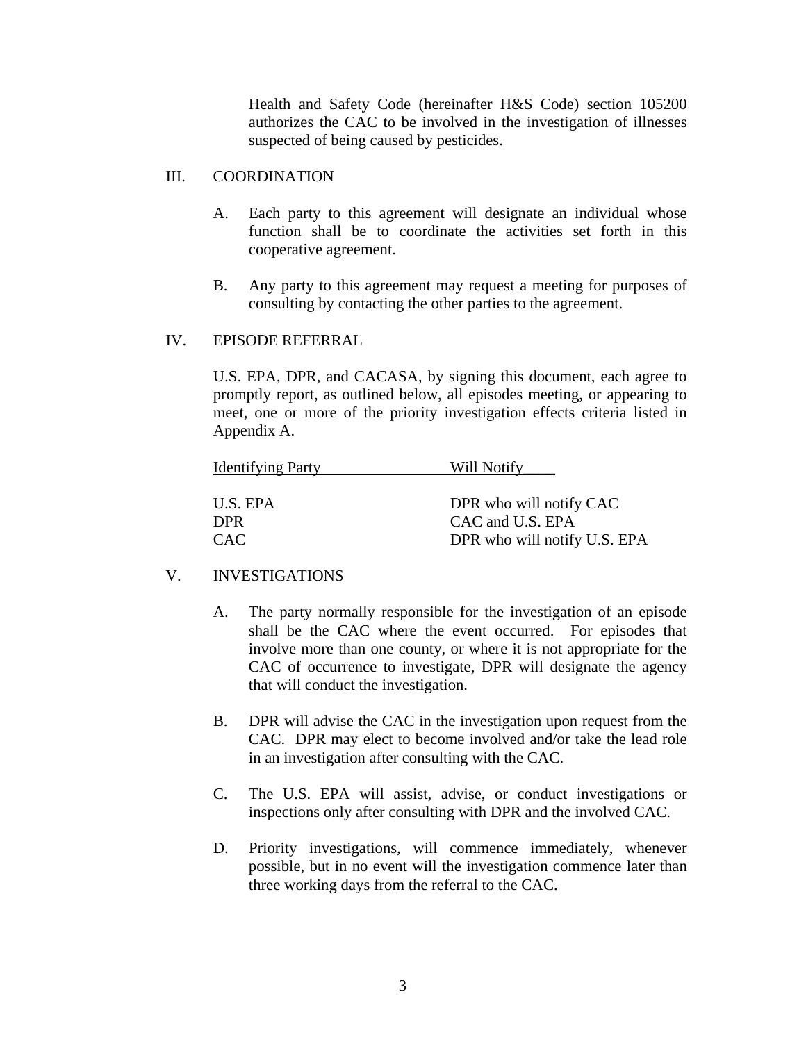Health and Safety Code (hereinafter H&S Code) section 105200 authorizes the CAC to be involved in the investigation of illnesses suspected of being caused by pesticides.

## III. COORDINATION

A. Each party to this agreement will designate an individual whose function shall be to coordinate the activities set forth in this cooperative agreement.

B. Any party to this agreement may request a meeting for purposes of consulting by contacting the other parties to the agreement.

## IV. EPISODE REFERRAL

U.S. EPA, DPR, and CACASA, by signing this document, each agree to promptly report, as outlined below, all episodes meeting, or appearing to meet, one or more of the priority investigation effects criteria listed in Appendix A.

| Identifying Party | Will Notify |
|---|---|
| U.S. EPA | DPR who will notify CAC |
| DPR | CAC and U.S. EPA |
| CAC | DPR who will notify U.S. EPA |

## V. INVESTIGATIONS

A. The party normally responsible for the investigation of an episode shall be the CAC where the event occurred. For episodes that involve more than one county, or where it is not appropriate for the CAC of occurrence to investigate, DPR will designate the agency that will conduct the investigation.

B. DPR will advise the CAC in the investigation upon request from the CAC. DPR may elect to become involved and/or take the lead role in an investigation after consulting with the CAC.

C. The U.S. EPA will assist, advise, or conduct investigations or inspections only after consulting with DPR and the involved CAC.

D. Priority investigations, will commence immediately, whenever possible, but in no event will the investigation commence later than three working days from the referral to the CAC.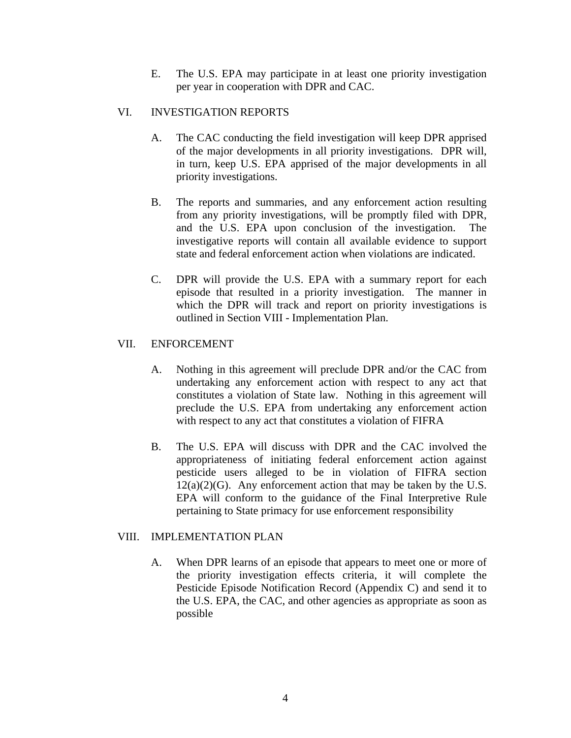E. The U.S. EPA may participate in at least one priority investigation per year in cooperation with DPR and CAC.

## VI. INVESTIGATION REPORTS

A. The CAC conducting the field investigation will keep DPR apprised of the major developments in all priority investigations. DPR will, in turn, keep U.S. EPA apprised of the major developments in all priority investigations.

B. The reports and summaries, and any enforcement action resulting from any priority investigations, will be promptly filed with DPR, and the U.S. EPA upon conclusion of the investigation. The investigative reports will contain all available evidence to support state and federal enforcement action when violations are indicated.

C. DPR will provide the U.S. EPA with a summary report for each episode that resulted in a priority investigation. The manner in which the DPR will track and report on priority investigations is outlined in Section VIII - Implementation Plan.

## VII. ENFORCEMENT

A. Nothing in this agreement will preclude DPR and/or the CAC from undertaking any enforcement action with respect to any act that constitutes a violation of State law. Nothing in this agreement will preclude the U.S. EPA from undertaking any enforcement action with respect to any act that constitutes a violation of FIFRA

B. The U.S. EPA will discuss with DPR and the CAC involved the appropriateness of initiating federal enforcement action against pesticide users alleged to be in violation of FIFRA section 12(a)(2)(G). Any enforcement action that may be taken by the U.S. EPA will conform to the guidance of the Final Interpretive Rule pertaining to State primacy for use enforcement responsibility

## VIII. IMPLEMENTATION PLAN

A. When DPR learns of an episode that appears to meet one or more of the priority investigation effects criteria, it will complete the Pesticide Episode Notification Record (Appendix C) and send it to the U.S. EPA, the CAC, and other agencies as appropriate as soon as possible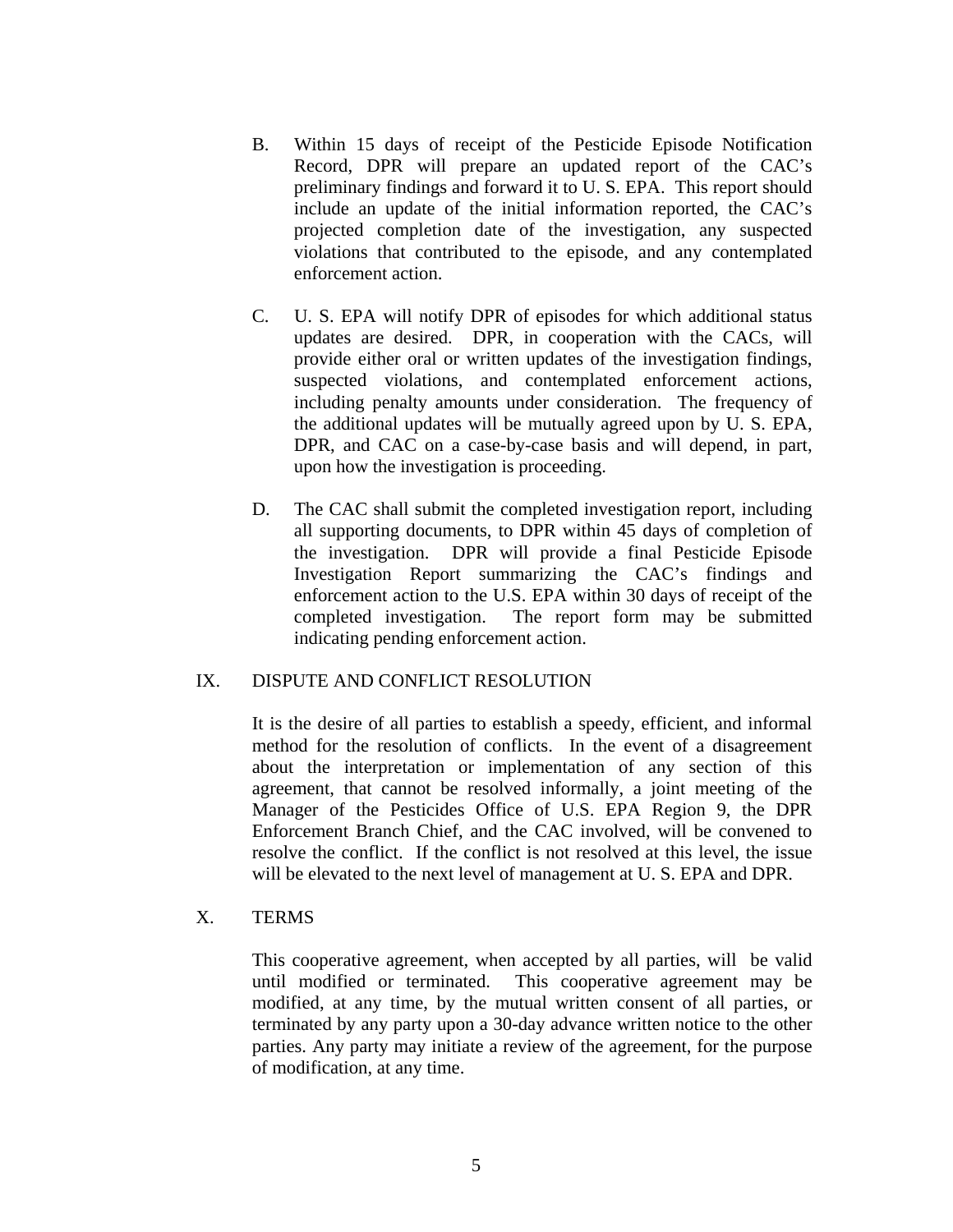B. Within 15 days of receipt of the Pesticide Episode Notification Record, DPR will prepare an updated report of the CAC's preliminary findings and forward it to U. S. EPA. This report should include an update of the initial information reported, the CAC's projected completion date of the investigation, any suspected violations that contributed to the episode, and any contemplated enforcement action.

C. U. S. EPA will notify DPR of episodes for which additional status updates are desired. DPR, in cooperation with the CACs, will provide either oral or written updates of the investigation findings, suspected violations, and contemplated enforcement actions, including penalty amounts under consideration. The frequency of the additional updates will be mutually agreed upon by U. S. EPA, DPR, and CAC on a case-by-case basis and will depend, in part, upon how the investigation is proceeding.

D. The CAC shall submit the completed investigation report, including all supporting documents, to DPR within 45 days of completion of the investigation. DPR will provide a final Pesticide Episode Investigation Report summarizing the CAC's findings and enforcement action to the U.S. EPA within 30 days of receipt of the completed investigation. The report form may be submitted indicating pending enforcement action.

## IX. DISPUTE AND CONFLICT RESOLUTION

It is the desire of all parties to establish a speedy, efficient, and informal method for the resolution of conflicts. In the event of a disagreement about the interpretation or implementation of any section of this agreement, that cannot be resolved informally, a joint meeting of the Manager of the Pesticides Office of U.S. EPA Region 9, the DPR Enforcement Branch Chief, and the CAC involved, will be convened to resolve the conflict. If the conflict is not resolved at this level, the issue will be elevated to the next level of management at U. S. EPA and DPR.

## X. TERMS

This cooperative agreement, when accepted by all parties, will be valid until modified or terminated. This cooperative agreement may be modified, at any time, by the mutual written consent of all parties, or terminated by any party upon a 30-day advance written notice to the other parties. Any party may initiate a review of the agreement, for the purpose of modification, at any time.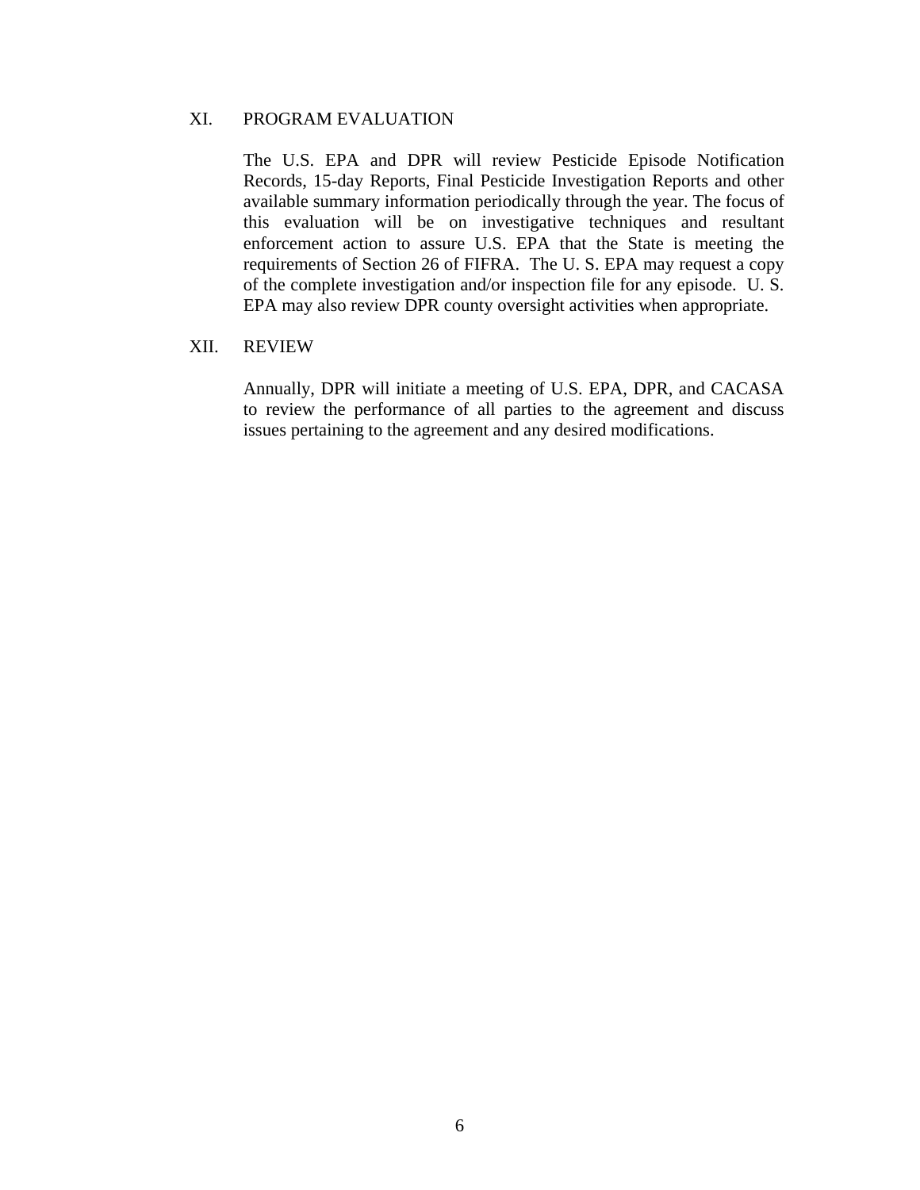## XI. PROGRAM EVALUATION

The U.S. EPA and DPR will review Pesticide Episode Notification Records, 15-day Reports, Final Pesticide Investigation Reports and other available summary information periodically through the year. The focus of this evaluation will be on investigative techniques and resultant enforcement action to assure U.S. EPA that the State is meeting the requirements of Section 26 of FIFRA. The U. S. EPA may request a copy of the complete investigation and/or inspection file for any episode. U. S. EPA may also review DPR county oversight activities when appropriate.

## XII. REVIEW

Annually, DPR will initiate a meeting of U.S. EPA, DPR, and CACASA to review the performance of all parties to the agreement and discuss issues pertaining to the agreement and any desired modifications.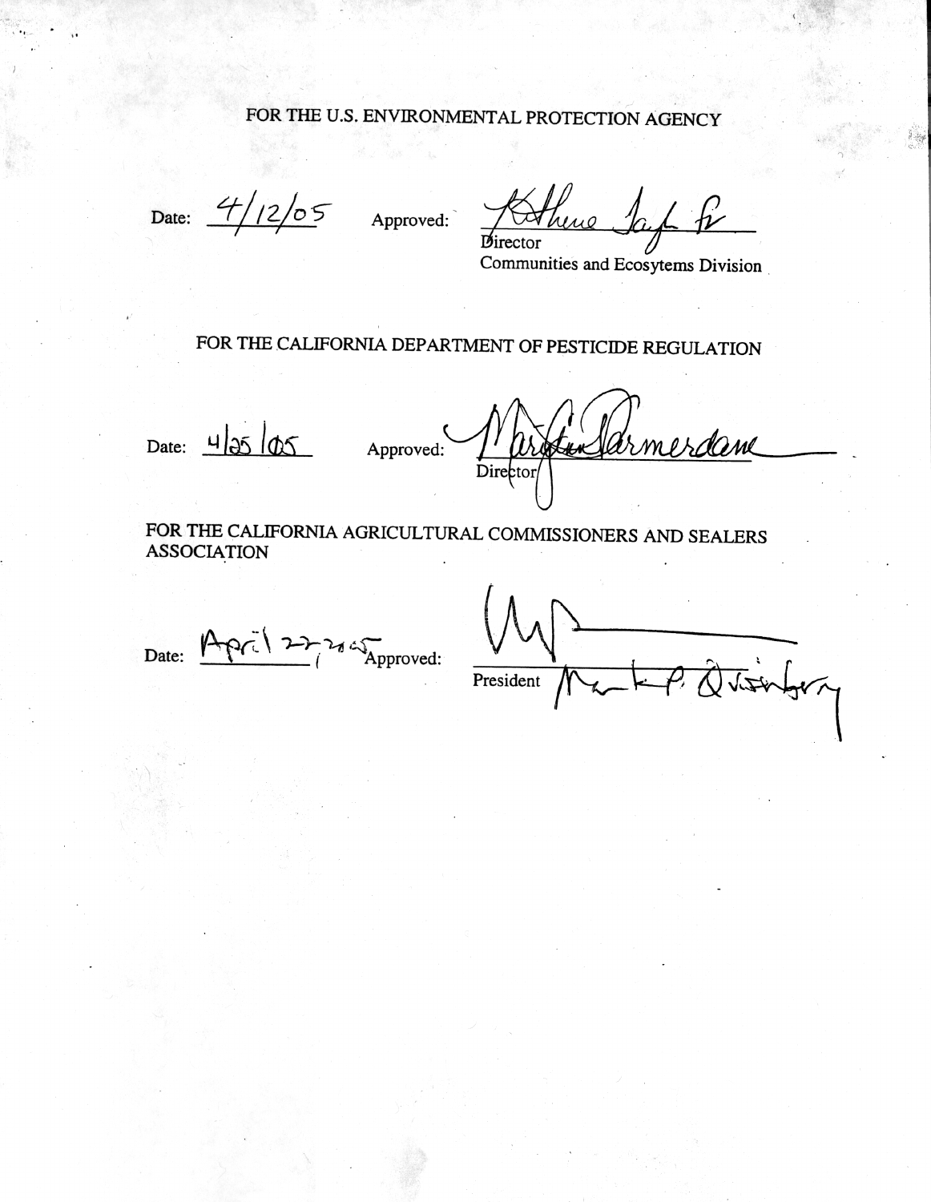FOR THE U.S. ENVIRONMENTAL PROTECTION AGENCY

Date: 4/12/05 Approved: ______________________
Director
Communities and Ecosytems Division

FOR THE CALIFORNIA DEPARTMENT OF PESTICIDE REGULATION

Date: 4/25/05 Approved: ______________________
Director

FOR THE CALIFORNIA AGRICULTURAL COMMISSIONERS AND SEALERS ASSOCIATION

Date: April 22, 2005 Approved: ______________________
President